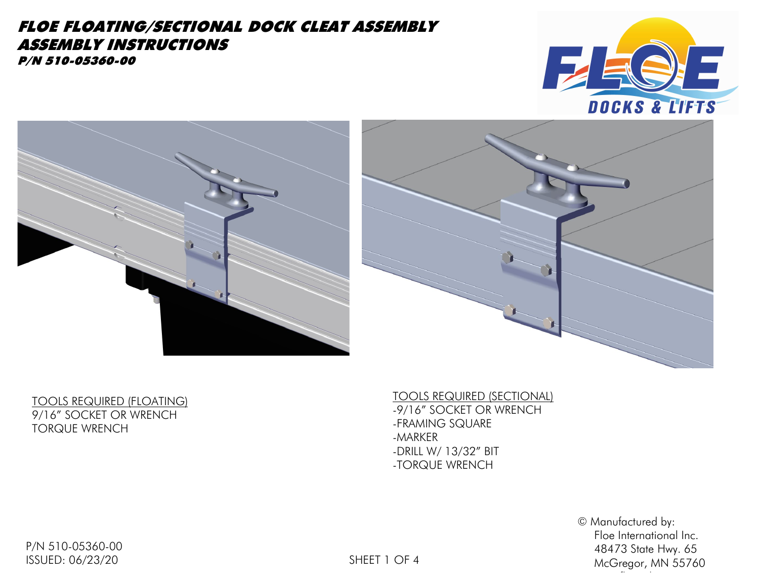# FLOE FLOATING/SECTIONAL DOCK CLEAT ASSEMBLY
## ASSEMBLY INSTRUCTIONS
### P/N 510-05360-00

TOOLS REQUIRED (FLOATING)
9/16" SOCKET OR WRENCH
TORQUE WRENCH

TOOLS REQUIRED (SECTIONAL)
- 9/16" SOCKET OR WRENCH
- FRAMING SQUARE
- MARKER
- DRILL W/ 13/32" BIT
- TORQUE WRENCH

P/N 510-05360-00
ISSUED: 06/23/20

© Manufactured by:
Floe International Inc.
48473 State Hwy. 65
McGregor, MN 55760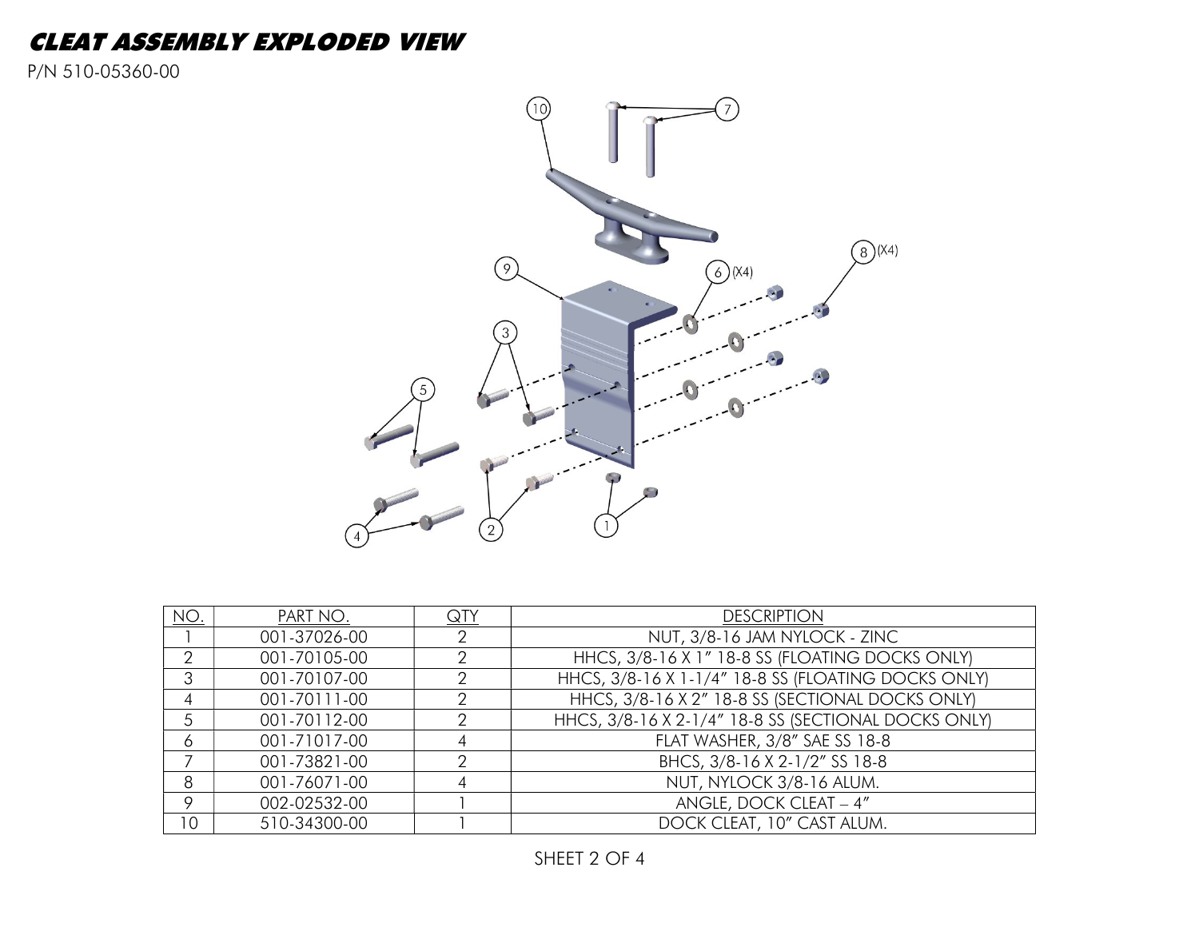# CLEAT ASSEMBLY EXPLODED VIEW

P/N 510-05360-00

| NO. | PART NO. | QTY | DESCRIPTION |
|---|---|---|---|
| 1 | 001-37026-00 | 2 | NUT, 3/8-16 JAM NYLOCK - ZINC |
| 2 | 001-70105-00 | 2 | HHCS, 3/8-16 X 1" 18-8 SS (FLOATING DOCKS ONLY) |
| 3 | 001-70107-00 | 2 | HHCS, 3/8-16 X 1-1/4" 18-8 SS (FLOATING DOCKS ONLY) |
| 4 | 001-70111-00 | 2 | HHCS, 3/8-16 X 2" 18-8 SS (SECTIONAL DOCKS ONLY) |
| 5 | 001-70112-00 | 2 | HHCS, 3/8-16 X 2-1/4" 18-8 SS (SECTIONAL DOCKS ONLY) |
| 6 | 001-71017-00 | 4 | FLAT WASHER, 3/8" SAE SS 18-8 |
| 7 | 001-73821-00 | 2 | BHCS, 3/8-16 X 2-1/2" SS 18-8 |
| 8 | 001-76071-00 | 4 | NUT, NYLOCK 3/8-16 ALUM. |
| 9 | 002-02532-00 | 1 | ANGLE, DOCK CLEAT – 4" |
| 10 | 510-34300-00 | 1 | DOCK CLEAT, 10" CAST ALUM. |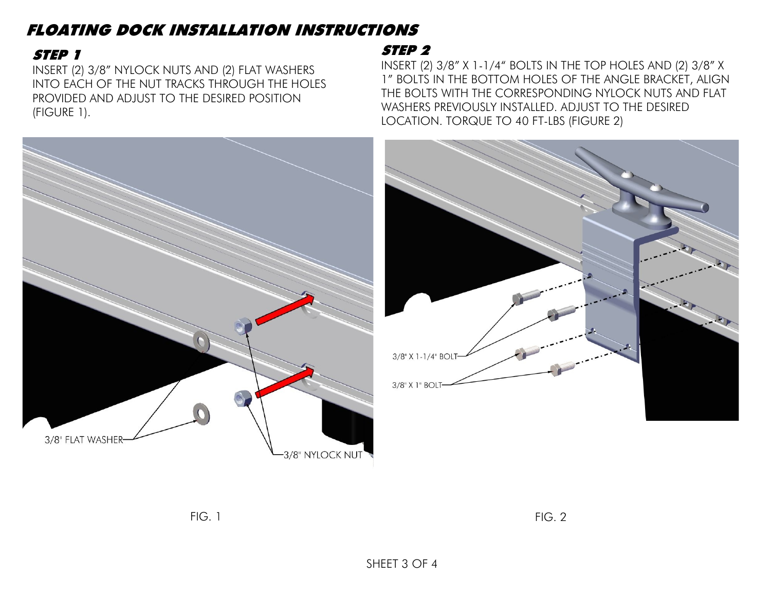# FLOATING DOCK INSTALLATION INSTRUCTIONS

## STEP 1

INSERT (2) 3/8" NYLOCK NUTS AND (2) FLAT WASHERS INTO EACH OF THE NUT TRACKS THROUGH THE HOLES PROVIDED AND ADJUST TO THE DESIRED POSITION (FIGURE 1).

3/8" FLAT WASHER

3/8" NYLOCK NUT

FIG. 1

## STEP 2

INSERT (2) 3/8" X 1-1/4" BOLTS IN THE TOP HOLES AND (2) 3/8" X 1" BOLTS IN THE BOTTOM HOLES OF THE ANGLE BRACKET, ALIGN THE BOLTS WITH THE CORRESPONDING NYLOCK NUTS AND FLAT WASHERS PREVIOUSLY INSTALLED. ADJUST TO THE DESIRED LOCATION. TORQUE TO 40 FT-LBS (FIGURE 2)

3/8" X 1-1/4" BOLT

3/8" X 1" BOLT

FIG. 2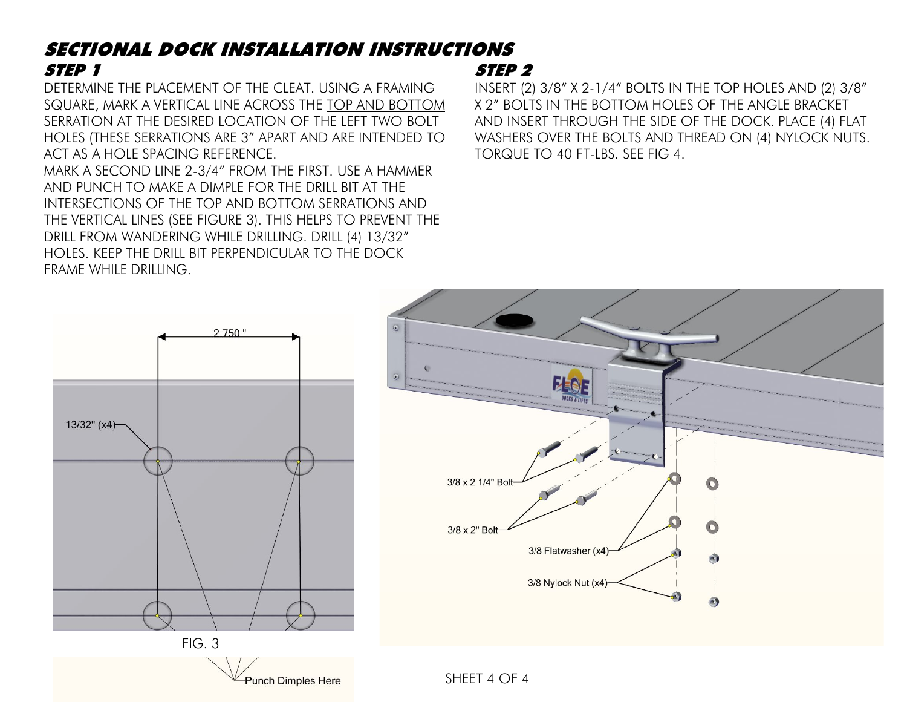# SECTIONAL DOCK INSTALLATION INSTRUCTIONS

## STEP 1

DETERMINE THE PLACEMENT OF THE CLEAT. USING A FRAMING SQUARE, MARK A VERTICAL LINE ACROSS THE TOP AND BOTTOM SERRATION AT THE DESIRED LOCATION OF THE LEFT TWO BOLT HOLES (THESE SERRATIONS ARE 3" APART AND ARE INTENDED TO ACT AS A HOLE SPACING REFERENCE.

MARK A SECOND LINE 2-3/4" FROM THE FIRST. USE A HAMMER AND PUNCH TO MAKE A DIMPLE FOR THE DRILL BIT AT THE INTERSECTIONS OF THE TOP AND BOTTOM SERRATIONS AND THE VERTICAL LINES (SEE FIGURE 3). THIS HELPS TO PREVENT THE DRILL FROM WANDERING WHILE DRILLING. DRILL (4) 13/32" HOLES. KEEP THE DRILL BIT PERPENDICULAR TO THE DOCK FRAME WHILE DRILLING.

## STEP 2

INSERT (2) 3/8" X 2-1/4" BOLTS IN THE TOP HOLES AND (2) 3/8" X 2" BOLTS IN THE BOTTOM HOLES OF THE ANGLE BRACKET AND INSERT THROUGH THE SIDE OF THE DOCK. PLACE (4) FLAT WASHERS OVER THE BOLTS AND THREAD ON (4) NYLOCK NUTS. TORQUE TO 40 FT-LBS. SEE FIG 4.

2.750 "

13/32" (x4)

Punch Dimples Here

FIG. 3

3/8 x 2 1/4" Bolt

3/8 x 2" Bolt

3/8 Flatwasher (x4)

3/8 Nylock Nut (x4)